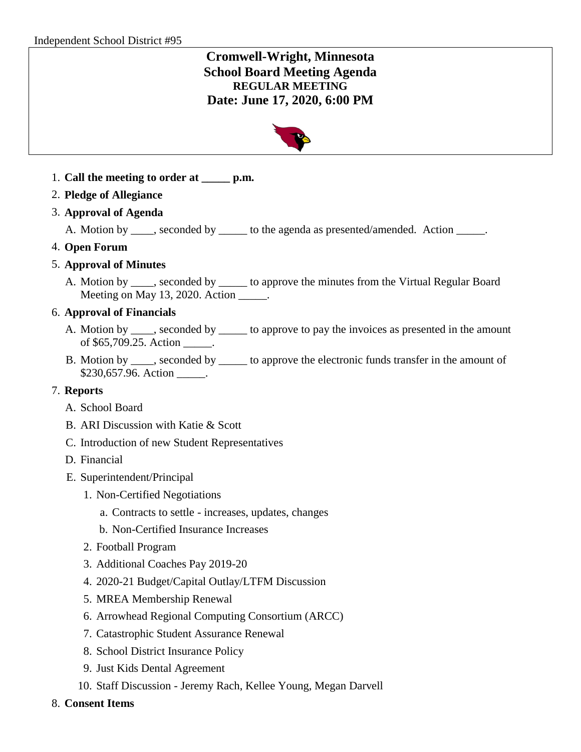Independent School District #95

# Cromwell-Wright, Minnesota
# School Board Meeting Agenda
## REGULAR MEETING
## Date: June 17, 2020, 6:00 PM

1. **Call the meeting to order at _____ p.m.**
2. **Pledge of Allegiance**
3. **Approval of Agenda**
   A. Motion by ____, seconded by _____ to the agenda as presented/amended. Action _____.
4. **Open Forum**
5. **Approval of Minutes**
   A. Motion by ____, seconded by _____ to approve the minutes from the Virtual Regular Board Meeting on May 13, 2020. Action _____.
6. **Approval of Financials**
   A. Motion by ____, seconded by _____ to approve to pay the invoices as presented in the amount of $65,709.25. Action _____.
   B. Motion by ____, seconded by _____ to approve the electronic funds transfer in the amount of $230,657.96. Action _____.
7. **Reports**
   A. School Board
   B. ARI Discussion with Katie & Scott
   C. Introduction of new Student Representatives
   D. Financial
   E. Superintendent/Principal
      1. Non-Certified Negotiations
         a. Contracts to settle - increases, updates, changes
         b. Non-Certified Insurance Increases
      2. Football Program
      3. Additional Coaches Pay 2019-20
      4. 2020-21 Budget/Capital Outlay/LTFM Discussion
      5. MREA Membership Renewal
      6. Arrowhead Regional Computing Consortium (ARCC)
      7. Catastrophic Student Assurance Renewal
      8. School District Insurance Policy
      9. Just Kids Dental Agreement
      10. Staff Discussion - Jeremy Rach, Kellee Young, Megan Darvell
8. **Consent Items**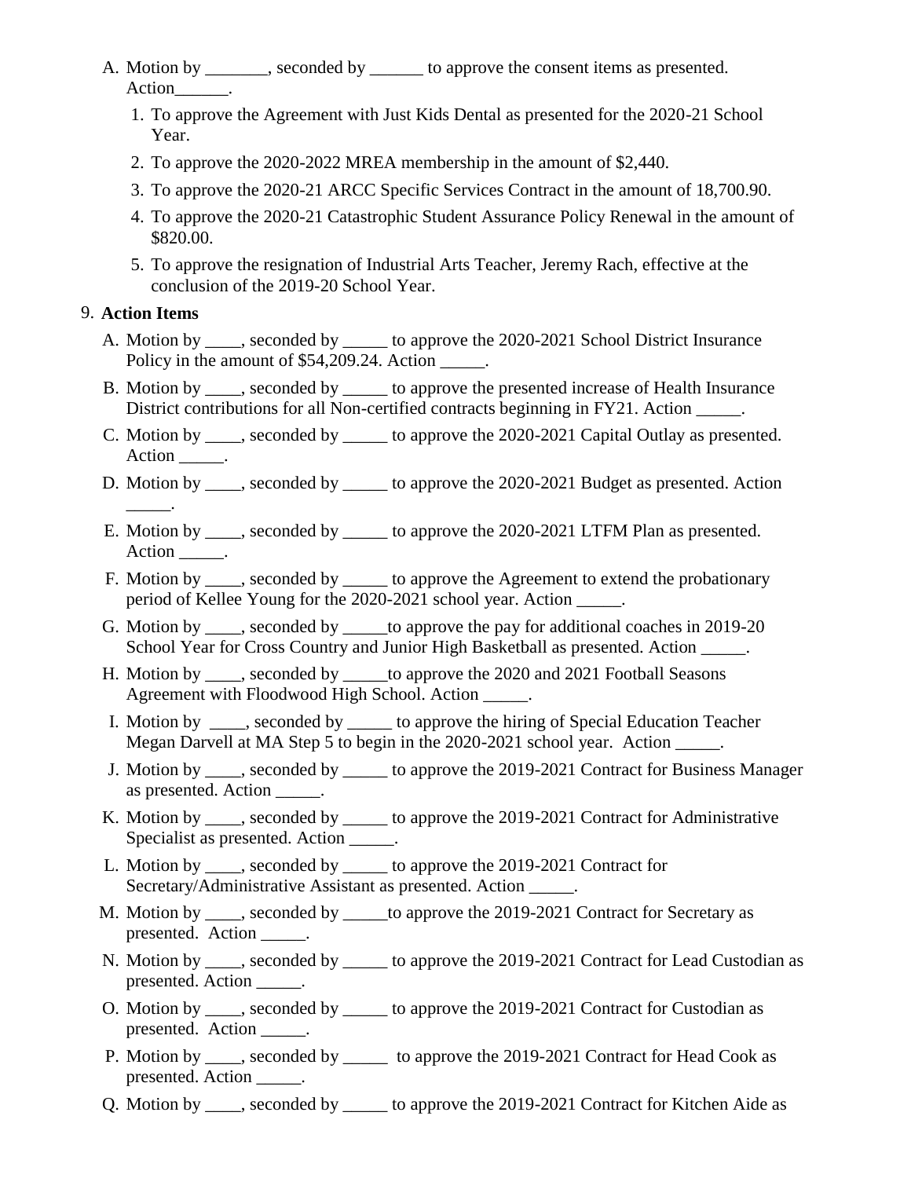A. Motion by _______, seconded by ______ to approve the consent items as presented. Action______.

   1. To approve the Agreement with Just Kids Dental as presented for the 2020-21 School Year.
   2. To approve the 2020-2022 MREA membership in the amount of $2,440.
   3. To approve the 2020-21 ARCC Specific Services Contract in the amount of 18,700.90.
   4. To approve the 2020-21 Catastrophic Student Assurance Policy Renewal in the amount of $820.00.
   5. To approve the resignation of Industrial Arts Teacher, Jeremy Rach, effective at the conclusion of the 2019-20 School Year.

9. **Action Items**

   A. Motion by ____, seconded by _____ to approve the 2020-2021 School District Insurance Policy in the amount of $54,209.24. Action _____.

   B. Motion by ____, seconded by _____ to approve the presented increase of Health Insurance District contributions for all Non-certified contracts beginning in FY21. Action _____.

   C. Motion by ____, seconded by _____ to approve the 2020-2021 Capital Outlay as presented. Action _____.

   D. Motion by ____, seconded by _____ to approve the 2020-2021 Budget as presented. Action _____.

   E. Motion by ____, seconded by _____ to approve the 2020-2021 LTFM Plan as presented. Action _____.

   F. Motion by ____, seconded by _____ to approve the Agreement to extend the probationary period of Kellee Young for the 2020-2021 school year. Action _____.

   G. Motion by ____, seconded by _____to approve the pay for additional coaches in 2019-20 School Year for Cross Country and Junior High Basketball as presented. Action _____.

   H. Motion by ____, seconded by _____to approve the 2020 and 2021 Football Seasons Agreement with Floodwood High School. Action _____.

   I. Motion by ____, seconded by _____ to approve the hiring of Special Education Teacher Megan Darvell at MA Step 5 to begin in the 2020-2021 school year. Action _____.

   J. Motion by ____, seconded by _____ to approve the 2019-2021 Contract for Business Manager as presented. Action _____.

   K. Motion by ____, seconded by _____ to approve the 2019-2021 Contract for Administrative Specialist as presented. Action _____.

   L. Motion by ____, seconded by _____ to approve the 2019-2021 Contract for Secretary/Administrative Assistant as presented. Action _____.

   M. Motion by ____, seconded by _____to approve the 2019-2021 Contract for Secretary as presented. Action _____.

   N. Motion by ____, seconded by _____ to approve the 2019-2021 Contract for Lead Custodian as presented. Action _____.

   O. Motion by ____, seconded by _____ to approve the 2019-2021 Contract for Custodian as presented. Action _____.

   P. Motion by ____, seconded by _____ to approve the 2019-2021 Contract for Head Cook as presented. Action _____.

   Q. Motion by ____, seconded by _____ to approve the 2019-2021 Contract for Kitchen Aide as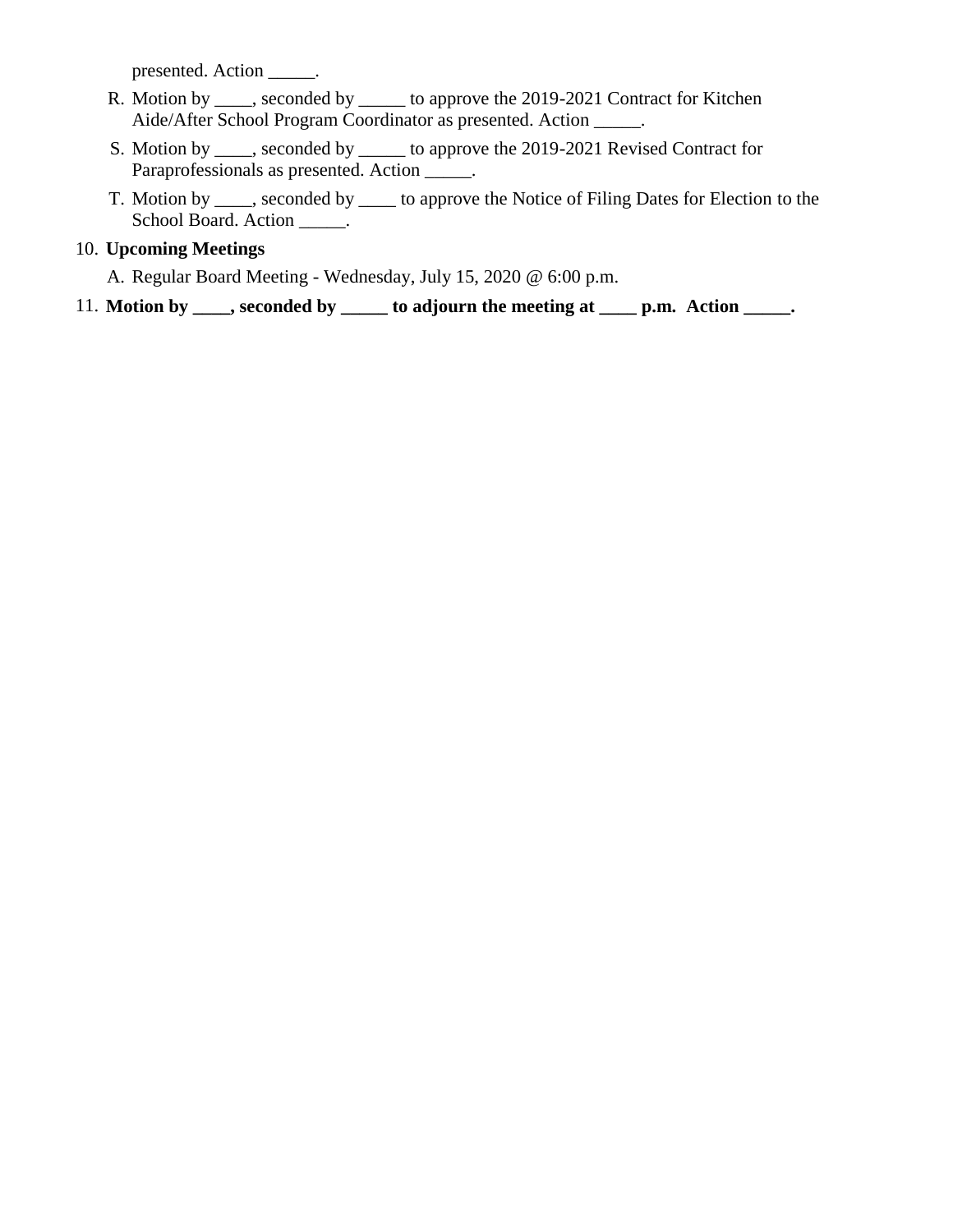presented. Action _____.

R. Motion by ____, seconded by _____ to approve the 2019-2021 Contract for Kitchen Aide/After School Program Coordinator as presented. Action _____.

S. Motion by ____, seconded by _____ to approve the 2019-2021 Revised Contract for Paraprofessionals as presented. Action _____.

T. Motion by ____, seconded by ____ to approve the Notice of Filing Dates for Election to the School Board. Action _____.

10. **Upcoming Meetings**

    A. Regular Board Meeting - Wednesday, July 15, 2020 @ 6:00 p.m.

11. **Motion by ____, seconded by _____ to adjourn the meeting at ____ p.m. Action _____.**